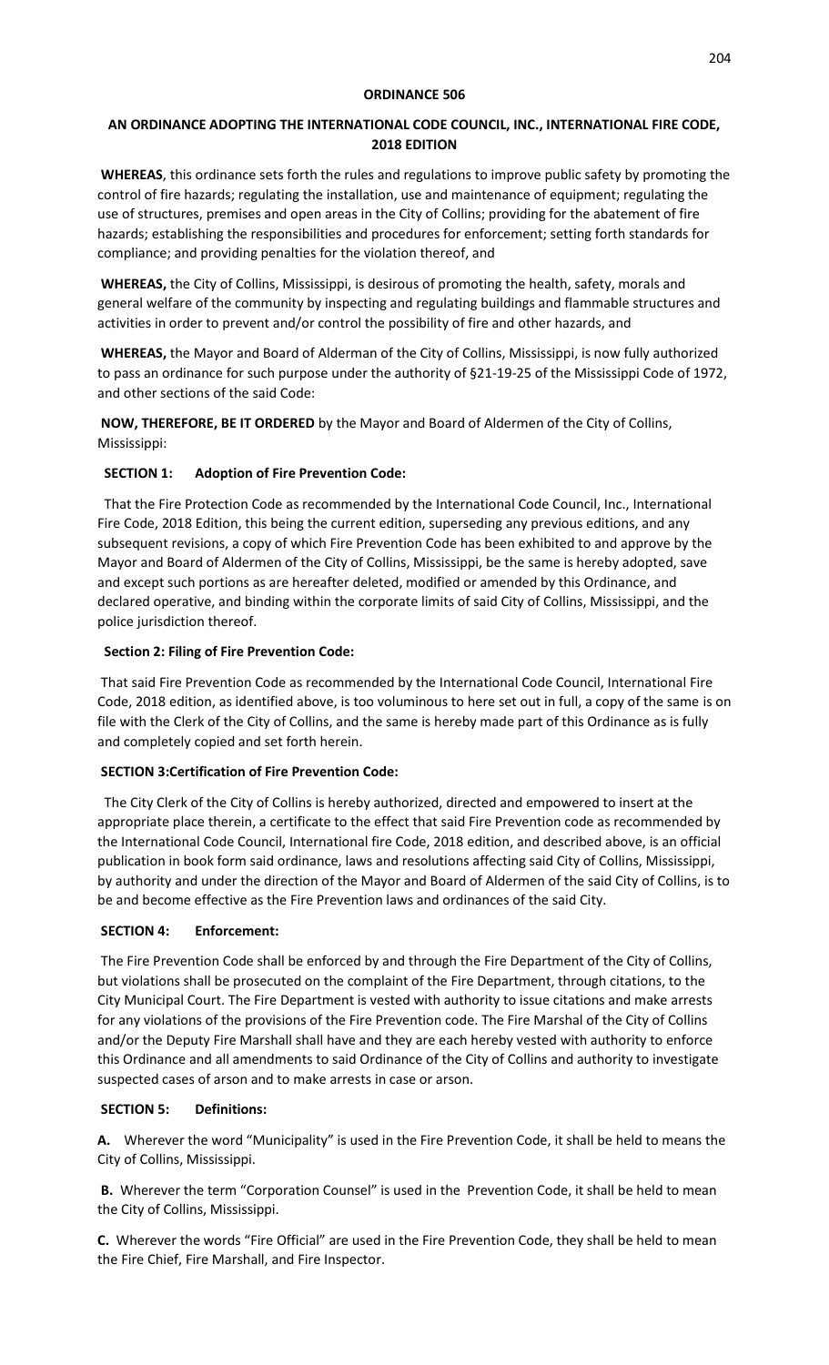**ORDINANCE 506**

**AN ORDINANCE ADOPTING THE INTERNATIONAL CODE COUNCIL, INC., INTERNATIONAL FIRE CODE, 2018 EDITION**

**WHEREAS**, this ordinance sets forth the rules and regulations to improve public safety by promoting the control of fire hazards; regulating the installation, use and maintenance of equipment; regulating the use of structures, premises and open areas in the City of Collins; providing for the abatement of fire hazards; establishing the responsibilities and procedures for enforcement; setting forth standards for compliance; and providing penalties for the violation thereof, and

**WHEREAS,** the City of Collins, Mississippi, is desirous of promoting the health, safety, morals and general welfare of the community by inspecting and regulating buildings and flammable structures and activities in order to prevent and/or control the possibility of fire and other hazards, and

**WHEREAS,** the Mayor and Board of Alderman of the City of Collins, Mississippi, is now fully authorized to pass an ordinance for such purpose under the authority of §21-19-25 of the Mississippi Code of 1972, and other sections of the said Code:

**NOW, THEREFORE, BE IT ORDERED** by the Mayor and Board of Aldermen of the City of Collins, Mississippi:

**SECTION 1: Adoption of Fire Prevention Code:**

That the Fire Protection Code as recommended by the International Code Council, Inc., International Fire Code, 2018 Edition, this being the current edition, superseding any previous editions, and any subsequent revisions, a copy of which Fire Prevention Code has been exhibited to and approve by the Mayor and Board of Aldermen of the City of Collins, Mississippi, be the same is hereby adopted, save and except such portions as are hereafter deleted, modified or amended by this Ordinance, and declared operative, and binding within the corporate limits of said City of Collins, Mississippi, and the police jurisdiction thereof.

**Section 2: Filing of Fire Prevention Code:**

That said Fire Prevention Code as recommended by the International Code Council, International Fire Code, 2018 edition, as identified above, is too voluminous to here set out in full, a copy of the same is on file with the Clerk of the City of Collins, and the same is hereby made part of this Ordinance as is fully and completely copied and set forth herein.

**SECTION 3:Certification of Fire Prevention Code:**

The City Clerk of the City of Collins is hereby authorized, directed and empowered to insert at the appropriate place therein, a certificate to the effect that said Fire Prevention code as recommended by the International Code Council, International fire Code, 2018 edition, and described above, is an official publication in book form said ordinance, laws and resolutions affecting said City of Collins, Mississippi, by authority and under the direction of the Mayor and Board of Aldermen of the said City of Collins, is to be and become effective as the Fire Prevention laws and ordinances of the said City.

**SECTION 4: Enforcement:**

The Fire Prevention Code shall be enforced by and through the Fire Department of the City of Collins, but violations shall be prosecuted on the complaint of the Fire Department, through citations, to the City Municipal Court. The Fire Department is vested with authority to issue citations and make arrests for any violations of the provisions of the Fire Prevention code. The Fire Marshal of the City of Collins and/or the Deputy Fire Marshall shall have and they are each hereby vested with authority to enforce this Ordinance and all amendments to said Ordinance of the City of Collins and authority to investigate suspected cases of arson and to make arrests in case or arson.

**SECTION 5: Definitions:**

**A.** Wherever the word "Municipality" is used in the Fire Prevention Code, it shall be held to means the City of Collins, Mississippi.

**B.** Wherever the term "Corporation Counsel" is used in the Prevention Code, it shall be held to mean the City of Collins, Mississippi.

**C.** Wherever the words "Fire Official" are used in the Fire Prevention Code, they shall be held to mean the Fire Chief, Fire Marshall, and Fire Inspector.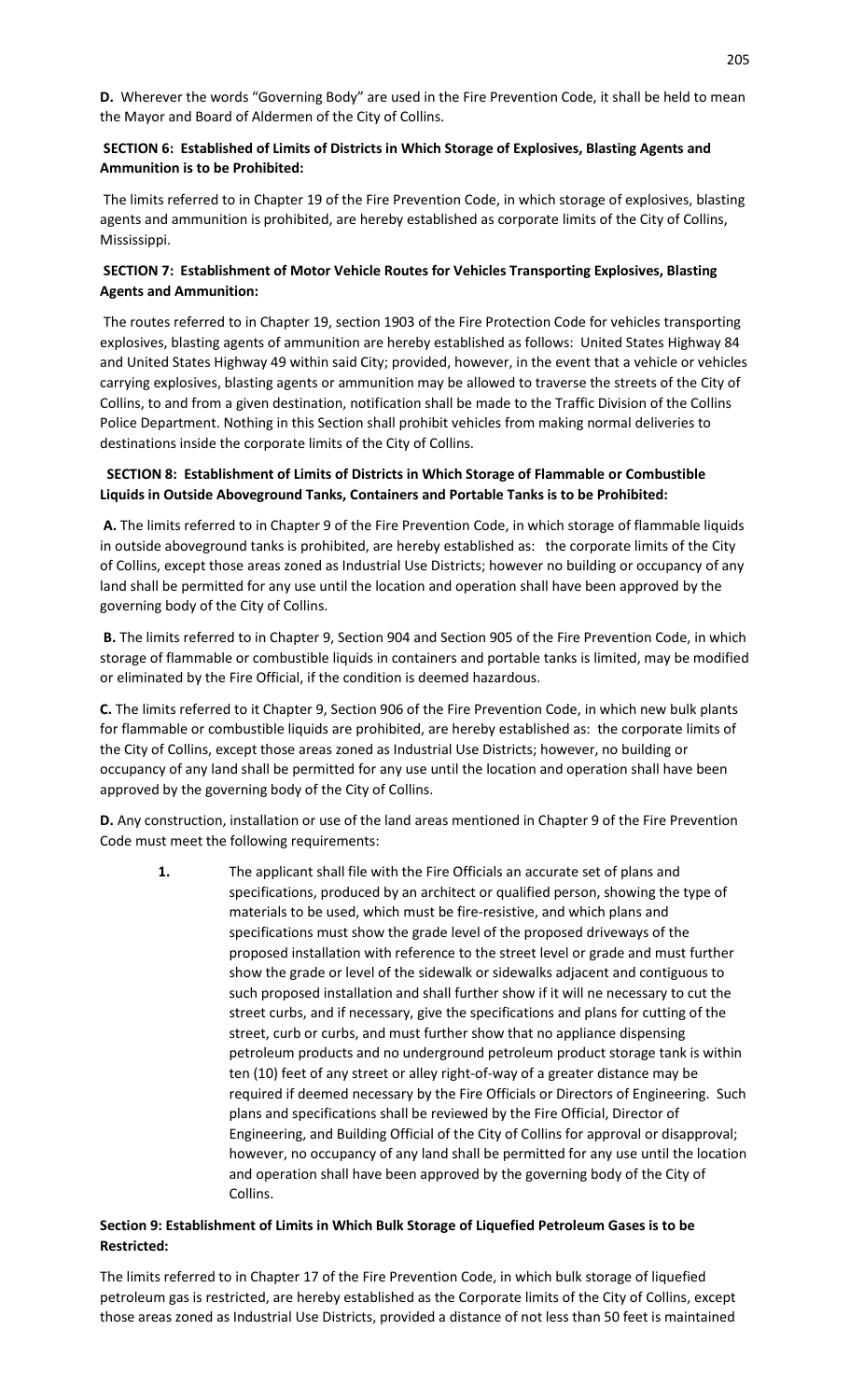**D.** Wherever the words "Governing Body" are used in the Fire Prevention Code, it shall be held to mean the Mayor and Board of Aldermen of the City of Collins.

**SECTION 6: Established of Limits of Districts in Which Storage of Explosives, Blasting Agents and Ammunition is to be Prohibited:**

The limits referred to in Chapter 19 of the Fire Prevention Code, in which storage of explosives, blasting agents and ammunition is prohibited, are hereby established as corporate limits of the City of Collins, Mississippi.

**SECTION 7: Establishment of Motor Vehicle Routes for Vehicles Transporting Explosives, Blasting Agents and Ammunition:**

The routes referred to in Chapter 19, section 1903 of the Fire Protection Code for vehicles transporting explosives, blasting agents of ammunition are hereby established as follows: United States Highway 84 and United States Highway 49 within said City; provided, however, in the event that a vehicle or vehicles carrying explosives, blasting agents or ammunition may be allowed to traverse the streets of the City of Collins, to and from a given destination, notification shall be made to the Traffic Division of the Collins Police Department. Nothing in this Section shall prohibit vehicles from making normal deliveries to destinations inside the corporate limits of the City of Collins.

**SECTION 8: Establishment of Limits of Districts in Which Storage of Flammable or Combustible Liquids in Outside Aboveground Tanks, Containers and Portable Tanks is to be Prohibited:**

**A.** The limits referred to in Chapter 9 of the Fire Prevention Code, in which storage of flammable liquids in outside aboveground tanks is prohibited, are hereby established as: the corporate limits of the City of Collins, except those areas zoned as Industrial Use Districts; however no building or occupancy of any land shall be permitted for any use until the location and operation shall have been approved by the governing body of the City of Collins.

**B.** The limits referred to in Chapter 9, Section 904 and Section 905 of the Fire Prevention Code, in which storage of flammable or combustible liquids in containers and portable tanks is limited, may be modified or eliminated by the Fire Official, if the condition is deemed hazardous.

**C.** The limits referred to it Chapter 9, Section 906 of the Fire Prevention Code, in which new bulk plants for flammable or combustible liquids are prohibited, are hereby established as: the corporate limits of the City of Collins, except those areas zoned as Industrial Use Districts; however, no building or occupancy of any land shall be permitted for any use until the location and operation shall have been approved by the governing body of the City of Collins.

**D.** Any construction, installation or use of the land areas mentioned in Chapter 9 of the Fire Prevention Code must meet the following requirements:

> **1.** The applicant shall file with the Fire Officials an accurate set of plans and specifications, produced by an architect or qualified person, showing the type of materials to be used, which must be fire-resistive, and which plans and specifications must show the grade level of the proposed driveways of the proposed installation with reference to the street level or grade and must further show the grade or level of the sidewalk or sidewalks adjacent and contiguous to such proposed installation and shall further show if it will ne necessary to cut the street curbs, and if necessary, give the specifications and plans for cutting of the street, curb or curbs, and must further show that no appliance dispensing petroleum products and no underground petroleum product storage tank is within ten (10) feet of any street or alley right-of-way of a greater distance may be required if deemed necessary by the Fire Officials or Directors of Engineering. Such plans and specifications shall be reviewed by the Fire Official, Director of Engineering, and Building Official of the City of Collins for approval or disapproval; however, no occupancy of any land shall be permitted for any use until the location and operation shall have been approved by the governing body of the City of Collins.

**Section 9: Establishment of Limits in Which Bulk Storage of Liquefied Petroleum Gases is to be Restricted:**

The limits referred to in Chapter 17 of the Fire Prevention Code, in which bulk storage of liquefied petroleum gas is restricted, are hereby established as the Corporate limits of the City of Collins, except those areas zoned as Industrial Use Districts, provided a distance of not less than 50 feet is maintained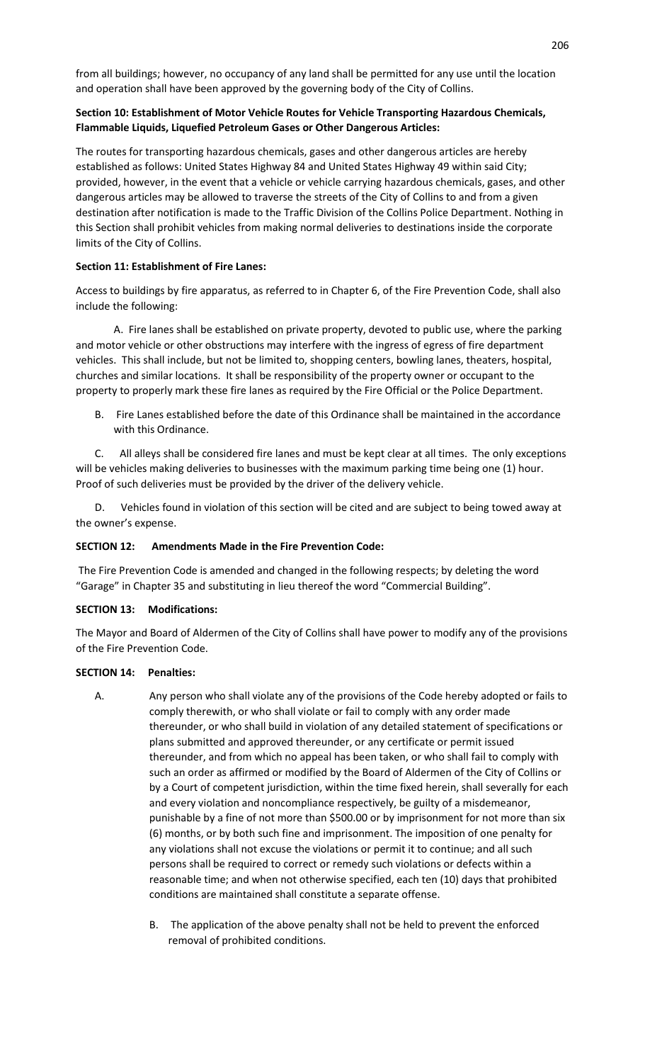from all buildings; however, no occupancy of any land shall be permitted for any use until the location and operation shall have been approved by the governing body of the City of Collins.

**Section 10: Establishment of Motor Vehicle Routes for Vehicle Transporting Hazardous Chemicals, Flammable Liquids, Liquefied Petroleum Gases or Other Dangerous Articles:**

The routes for transporting hazardous chemicals, gases and other dangerous articles are hereby established as follows: United States Highway 84 and United States Highway 49 within said City; provided, however, in the event that a vehicle or vehicle carrying hazardous chemicals, gases, and other dangerous articles may be allowed to traverse the streets of the City of Collins to and from a given destination after notification is made to the Traffic Division of the Collins Police Department. Nothing in this Section shall prohibit vehicles from making normal deliveries to destinations inside the corporate limits of the City of Collins.

**Section 11: Establishment of Fire Lanes:**

Access to buildings by fire apparatus, as referred to in Chapter 6, of the Fire Prevention Code, shall also include the following:

A. Fire lanes shall be established on private property, devoted to public use, where the parking and motor vehicle or other obstructions may interfere with the ingress of egress of fire department vehicles. This shall include, but not be limited to, shopping centers, bowling lanes, theaters, hospital, churches and similar locations. It shall be responsibility of the property owner or occupant to the property to properly mark these fire lanes as required by the Fire Official or the Police Department.

B. Fire Lanes established before the date of this Ordinance shall be maintained in the accordance with this Ordinance.

C. All alleys shall be considered fire lanes and must be kept clear at all times. The only exceptions will be vehicles making deliveries to businesses with the maximum parking time being one (1) hour. Proof of such deliveries must be provided by the driver of the delivery vehicle.

D. Vehicles found in violation of this section will be cited and are subject to being towed away at the owner's expense.

**SECTION 12: Amendments Made in the Fire Prevention Code:**

The Fire Prevention Code is amended and changed in the following respects; by deleting the word "Garage" in Chapter 35 and substituting in lieu thereof the word "Commercial Building".

**SECTION 13: Modifications:**

The Mayor and Board of Aldermen of the City of Collins shall have power to modify any of the provisions of the Fire Prevention Code.

**SECTION 14: Penalties:**

A. Any person who shall violate any of the provisions of the Code hereby adopted or fails to comply therewith, or who shall violate or fail to comply with any order made thereunder, or who shall build in violation of any detailed statement of specifications or plans submitted and approved thereunder, or any certificate or permit issued thereunder, and from which no appeal has been taken, or who shall fail to comply with such an order as affirmed or modified by the Board of Aldermen of the City of Collins or by a Court of competent jurisdiction, within the time fixed herein, shall severally for each and every violation and noncompliance respectively, be guilty of a misdemeanor, punishable by a fine of not more than $500.00 or by imprisonment for not more than six (6) months, or by both such fine and imprisonment. The imposition of one penalty for any violations shall not excuse the violations or permit it to continue; and all such persons shall be required to correct or remedy such violations or defects within a reasonable time; and when not otherwise specified, each ten (10) days that prohibited conditions are maintained shall constitute a separate offense.

B. The application of the above penalty shall not be held to prevent the enforced removal of prohibited conditions.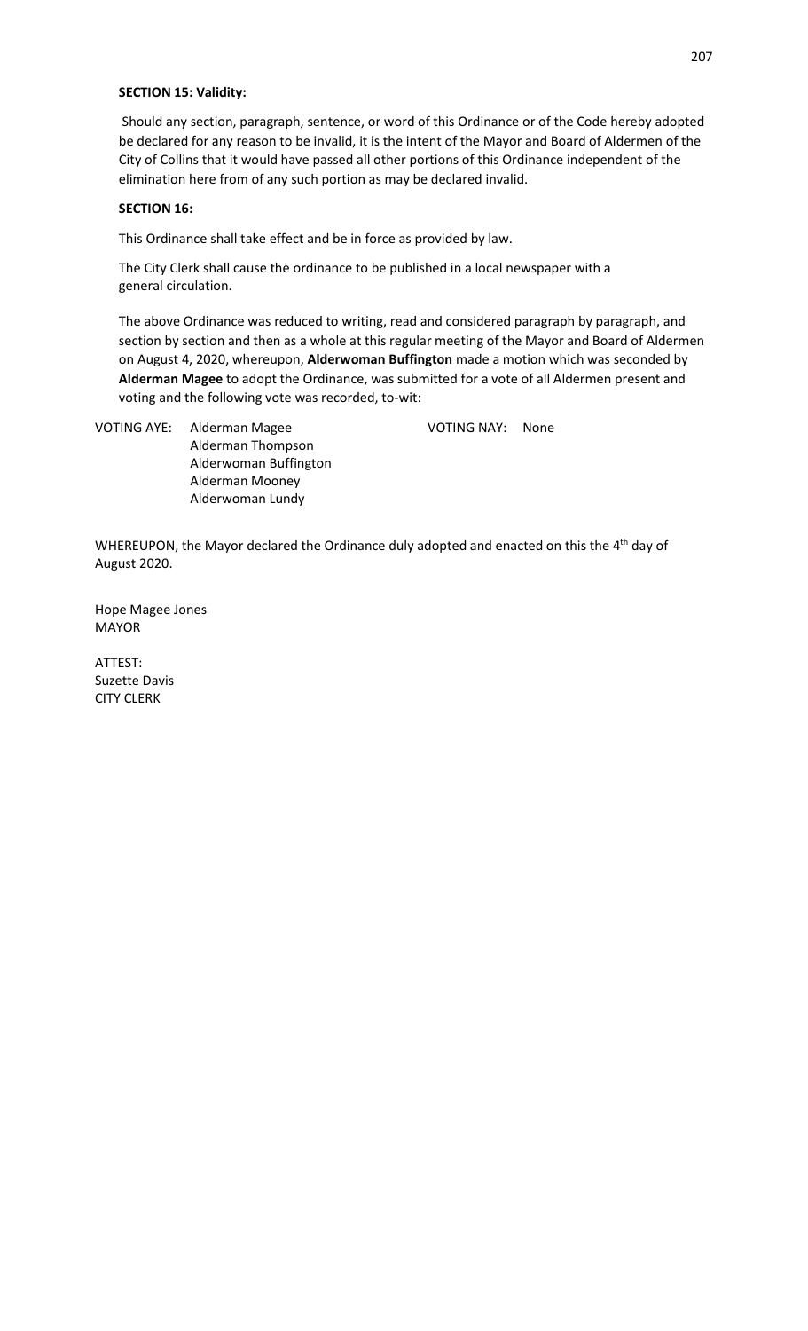**SECTION 15: Validity:**

Should any section, paragraph, sentence, or word of this Ordinance or of the Code hereby adopted be declared for any reason to be invalid, it is the intent of the Mayor and Board of Aldermen of the City of Collins that it would have passed all other portions of this Ordinance independent of the elimination here from of any such portion as may be declared invalid.

**SECTION 16:**

This Ordinance shall take effect and be in force as provided by law.

The City Clerk shall cause the ordinance to be published in a local newspaper with a general circulation.

The above Ordinance was reduced to writing, read and considered paragraph by paragraph, and section by section and then as a whole at this regular meeting of the Mayor and Board of Aldermen on August 4, 2020, whereupon, **Alderwoman Buffington** made a motion which was seconded by **Alderman Magee** to adopt the Ordinance, was submitted for a vote of all Aldermen present and voting and the following vote was recorded, to-wit:

VOTING AYE: Alderman Magee
Alderman Thompson
Alderwoman Buffington
Alderman Mooney
Alderwoman Lundy

VOTING NAY: None

WHEREUPON, the Mayor declared the Ordinance duly adopted and enacted on this the 4th day of August 2020.

Hope Magee Jones
MAYOR

ATTEST:
Suzette Davis
CITY CLERK